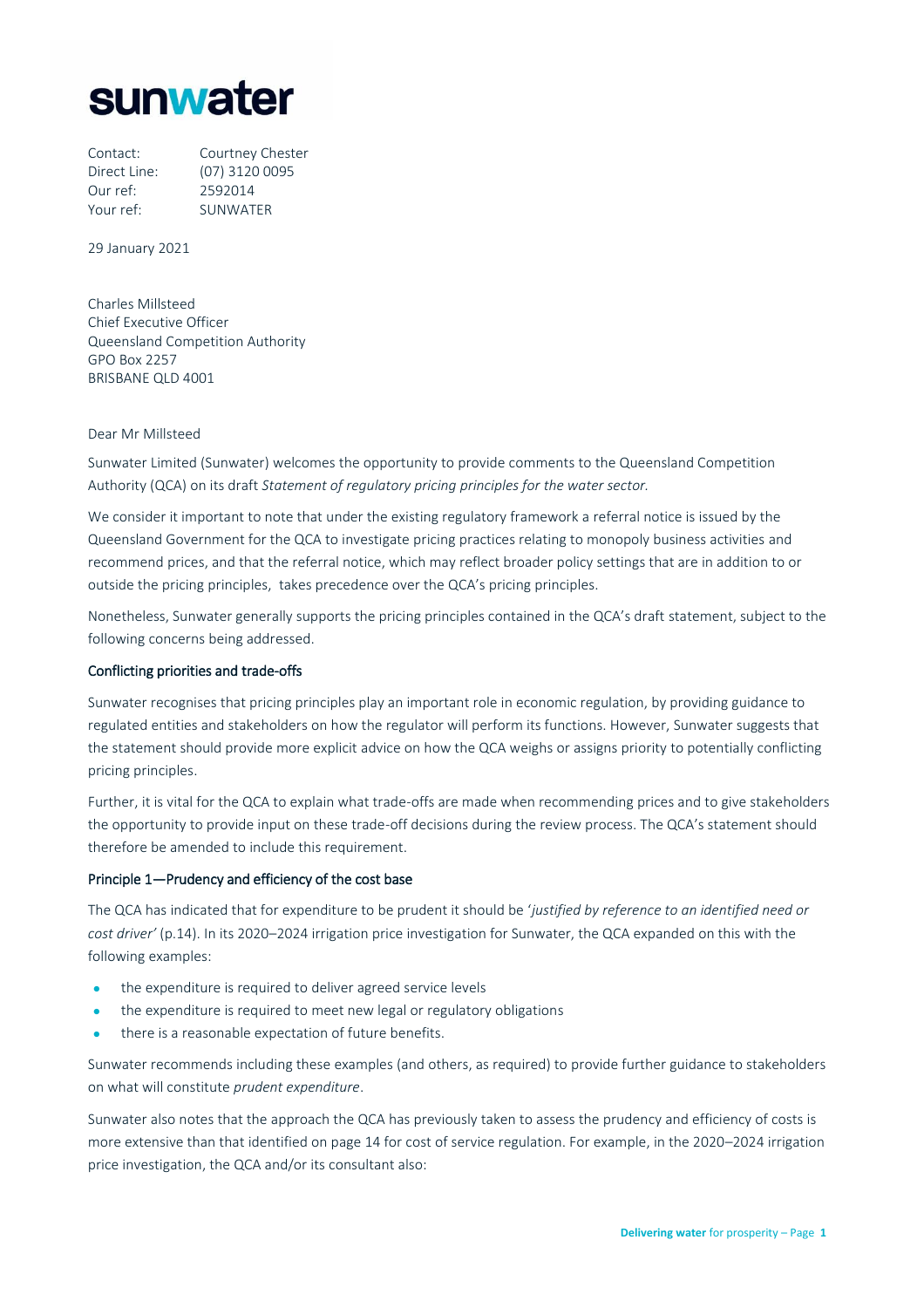# sunwater

Contact: Courtney Chester
Direct Line: (07) 3120 0095
Our ref: 2592014
Your ref: SUNWATER

29 January 2021

Charles Millsteed
Chief Executive Officer
Queensland Competition Authority
GPO Box 2257
BRISBANE QLD 4001

Dear Mr Millsteed

Sunwater Limited (Sunwater) welcomes the opportunity to provide comments to the Queensland Competition Authority (QCA) on its draft *Statement of regulatory pricing principles for the water sector.*

We consider it important to note that under the existing regulatory framework a referral notice is issued by the Queensland Government for the QCA to investigate pricing practices relating to monopoly business activities and recommend prices, and that the referral notice, which may reflect broader policy settings that are in addition to or outside the pricing principles, takes precedence over the QCA's pricing principles.

Nonetheless, Sunwater generally supports the pricing principles contained in the QCA's draft statement, subject to the following concerns being addressed.

## Conflicting priorities and trade-offs

Sunwater recognises that pricing principles play an important role in economic regulation, by providing guidance to regulated entities and stakeholders on how the regulator will perform its functions. However, Sunwater suggests that the statement should provide more explicit advice on how the QCA weighs or assigns priority to potentially conflicting pricing principles.

Further, it is vital for the QCA to explain what trade-offs are made when recommending prices and to give stakeholders the opportunity to provide input on these trade-off decisions during the review process. The QCA's statement should therefore be amended to include this requirement.

## Principle 1—Prudency and efficiency of the cost base

The QCA has indicated that for expenditure to be prudent it should be '*justified by reference to an identified need or cost driver'* (p.14). In its 2020–2024 irrigation price investigation for Sunwater, the QCA expanded on this with the following examples:

- the expenditure is required to deliver agreed service levels
- the expenditure is required to meet new legal or regulatory obligations
- there is a reasonable expectation of future benefits.

Sunwater recommends including these examples (and others, as required) to provide further guidance to stakeholders on what will constitute *prudent expenditure*.

Sunwater also notes that the approach the QCA has previously taken to assess the prudency and efficiency of costs is more extensive than that identified on page 14 for cost of service regulation. For example, in the 2020–2024 irrigation price investigation, the QCA and/or its consultant also: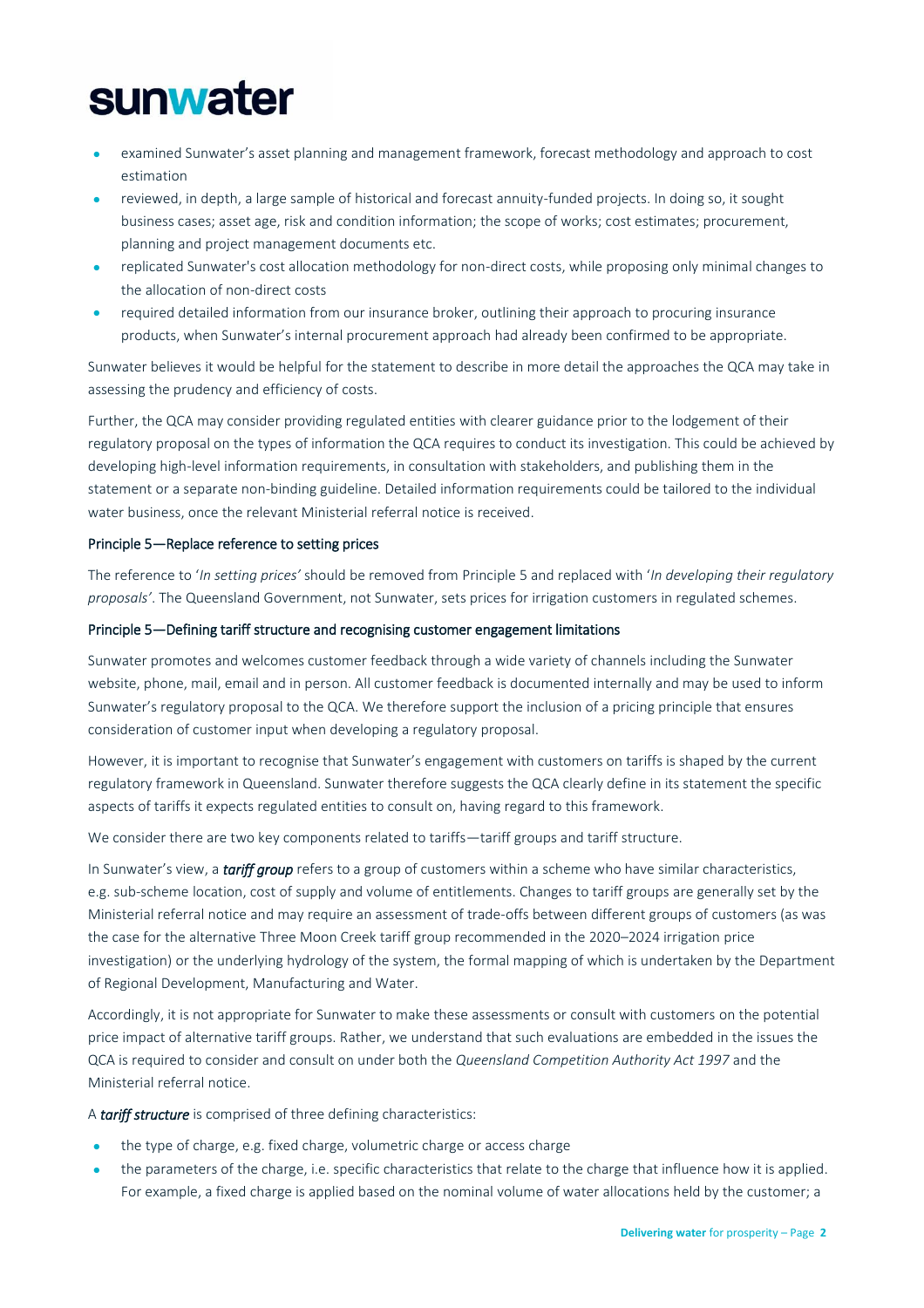- examined Sunwater's asset planning and management framework, forecast methodology and approach to cost estimation
- reviewed, in depth, a large sample of historical and forecast annuity-funded projects. In doing so, it sought business cases; asset age, risk and condition information; the scope of works; cost estimates; procurement, planning and project management documents etc.
- replicated Sunwater's cost allocation methodology for non-direct costs, while proposing only minimal changes to the allocation of non-direct costs
- required detailed information from our insurance broker, outlining their approach to procuring insurance products, when Sunwater's internal procurement approach had already been confirmed to be appropriate.

Sunwater believes it would be helpful for the statement to describe in more detail the approaches the QCA may take in assessing the prudency and efficiency of costs.

Further, the QCA may consider providing regulated entities with clearer guidance prior to the lodgement of their regulatory proposal on the types of information the QCA requires to conduct its investigation. This could be achieved by developing high-level information requirements, in consultation with stakeholders, and publishing them in the statement or a separate non-binding guideline. Detailed information requirements could be tailored to the individual water business, once the relevant Ministerial referral notice is received.

#### Principle 5—Replace reference to setting prices

The reference to '*In setting prices*' should be removed from Principle 5 and replaced with '*In developing their regulatory proposals*'. The Queensland Government, not Sunwater, sets prices for irrigation customers in regulated schemes.

#### Principle 5—Defining tariff structure and recognising customer engagement limitations

Sunwater promotes and welcomes customer feedback through a wide variety of channels including the Sunwater website, phone, mail, email and in person. All customer feedback is documented internally and may be used to inform Sunwater's regulatory proposal to the QCA. We therefore support the inclusion of a pricing principle that ensures consideration of customer input when developing a regulatory proposal.

However, it is important to recognise that Sunwater's engagement with customers on tariffs is shaped by the current regulatory framework in Queensland. Sunwater therefore suggests the QCA clearly define in its statement the specific aspects of tariffs it expects regulated entities to consult on, having regard to this framework.

We consider there are two key components related to tariffs—tariff groups and tariff structure.

In Sunwater's view, a ***tariff group*** refers to a group of customers within a scheme who have similar characteristics, e.g. sub-scheme location, cost of supply and volume of entitlements. Changes to tariff groups are generally set by the Ministerial referral notice and may require an assessment of trade-offs between different groups of customers (as was the case for the alternative Three Moon Creek tariff group recommended in the 2020–2024 irrigation price investigation) or the underlying hydrology of the system, the formal mapping of which is undertaken by the Department of Regional Development, Manufacturing and Water.

Accordingly, it is not appropriate for Sunwater to make these assessments or consult with customers on the potential price impact of alternative tariff groups. Rather, we understand that such evaluations are embedded in the issues the QCA is required to consider and consult on under both the *Queensland Competition Authority Act 1997* and the Ministerial referral notice.

A ***tariff structure*** is comprised of three defining characteristics:

- the type of charge, e.g. fixed charge, volumetric charge or access charge
- the parameters of the charge, i.e. specific characteristics that relate to the charge that influence how it is applied. For example, a fixed charge is applied based on the nominal volume of water allocations held by the customer; a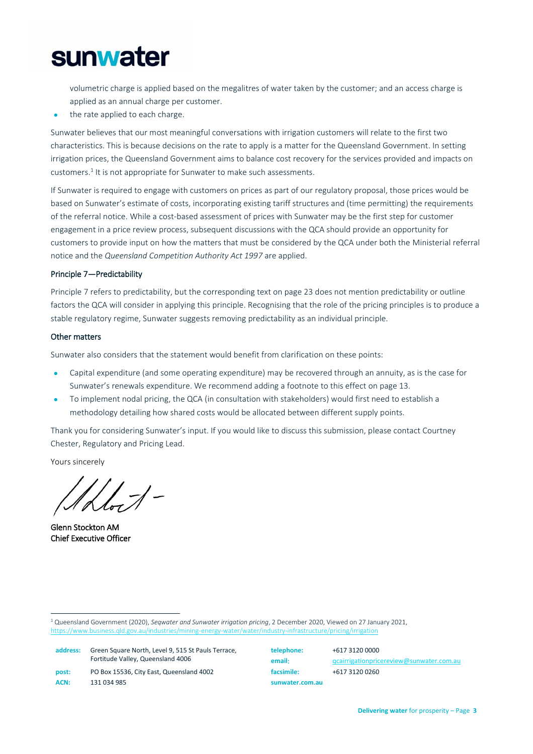volumetric charge is applied based on the megalitres of water taken by the customer; and an access charge is applied as an annual charge per customer.

- the rate applied to each charge.

Sunwater believes that our most meaningful conversations with irrigation customers will relate to the first two characteristics. This is because decisions on the rate to apply is a matter for the Queensland Government. In setting irrigation prices, the Queensland Government aims to balance cost recovery for the services provided and impacts on customers.[1] It is not appropriate for Sunwater to make such assessments.

If Sunwater is required to engage with customers on prices as part of our regulatory proposal, those prices would be based on Sunwater's estimate of costs, incorporating existing tariff structures and (time permitting) the requirements of the referral notice. While a cost-based assessment of prices with Sunwater may be the first step for customer engagement in a price review process, subsequent discussions with the QCA should provide an opportunity for customers to provide input on how the matters that must be considered by the QCA under both the Ministerial referral notice and the *Queensland Competition Authority Act 1997* are applied.

### Principle 7—Predictability

Principle 7 refers to predictability, but the corresponding text on page 23 does not mention predictability or outline factors the QCA will consider in applying this principle. Recognising that the role of the pricing principles is to produce a stable regulatory regime, Sunwater suggests removing predictability as an individual principle.

### Other matters

Sunwater also considers that the statement would benefit from clarification on these points:

- Capital expenditure (and some operating expenditure) may be recovered through an annuity, as is the case for Sunwater's renewals expenditure. We recommend adding a footnote to this effect on page 13.
- To implement nodal pricing, the QCA (in consultation with stakeholders) would first need to establish a methodology detailing how shared costs would be allocated between different supply points.

Thank you for considering Sunwater's input. If you would like to discuss this submission, please contact Courtney Chester, Regulatory and Pricing Lead.

Yours sincerely

Glenn Stockton AM
Chief Executive Officer

---

[1] Queensland Government (2020), *Seqwater and Sunwater irrigation pricing*, 2 December 2020, Viewed on 27 January 2021, https://www.business.qld.gov.au/industries/mining-energy-water/water/industry-infrastructure/pricing/irrigation

| | | | |
|---|---|---|---|
| **address:** | Green Square North, Level 9, 515 St Pauls Terrace, Fortitude Valley, Queensland 4006 | **telephone:** | +617 3120 0000 |
| | | **email:** | qcairrigationpricereview@sunwater.com.au |
| **post:** | PO Box 15536, City East, Queensland 4002 | **facsimile:** | +617 3120 0260 |
| **ACN:** | 131 034 985 | **sunwater.com.au** | |